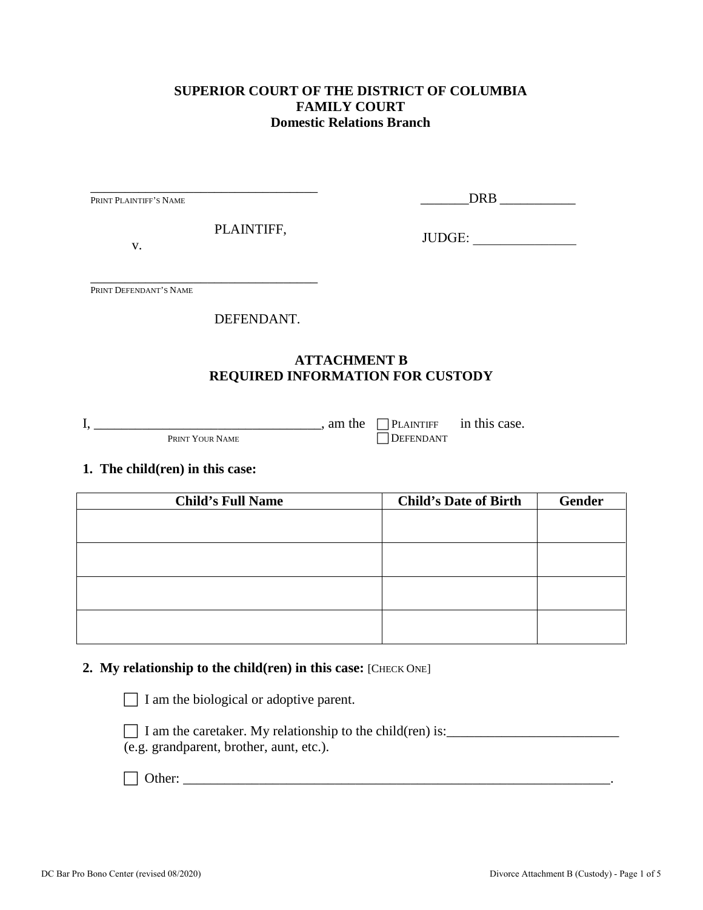**SUPERIOR COURT OF THE DISTRICT OF COLUMBIA**
**FAMILY COURT**
**Domestic Relations Branch**

_____________________________________
PRINT PLAINTIFF'S NAME

PLAINTIFF,

v.

_____________________________________
PRINT DEFENDANT'S NAME

DEFENDANT.

_______DRB ___________

JUDGE: _______________

## ATTACHMENT B
## REQUIRED INFORMATION FOR CUSTODY

I, ________________________________, am the ☐ PLAINTIFF ☐ DEFENDANT in this case.
PRINT YOUR NAME

**1. The child(ren) in this case:**

| Child's Full Name | Child's Date of Birth | Gender |
|---|---|---|
| | | |
| | | |
| | | |
| | | |

**2. My relationship to the child(ren) in this case:** [CHECK ONE]

☐ I am the biological or adoptive parent.

☐ I am the caretaker. My relationship to the child(ren) is:_________________________ (e.g. grandparent, brother, aunt, etc.).

☐ Other: _________________________________________________________________.

DC Bar Pro Bono Center (revised 08/2020)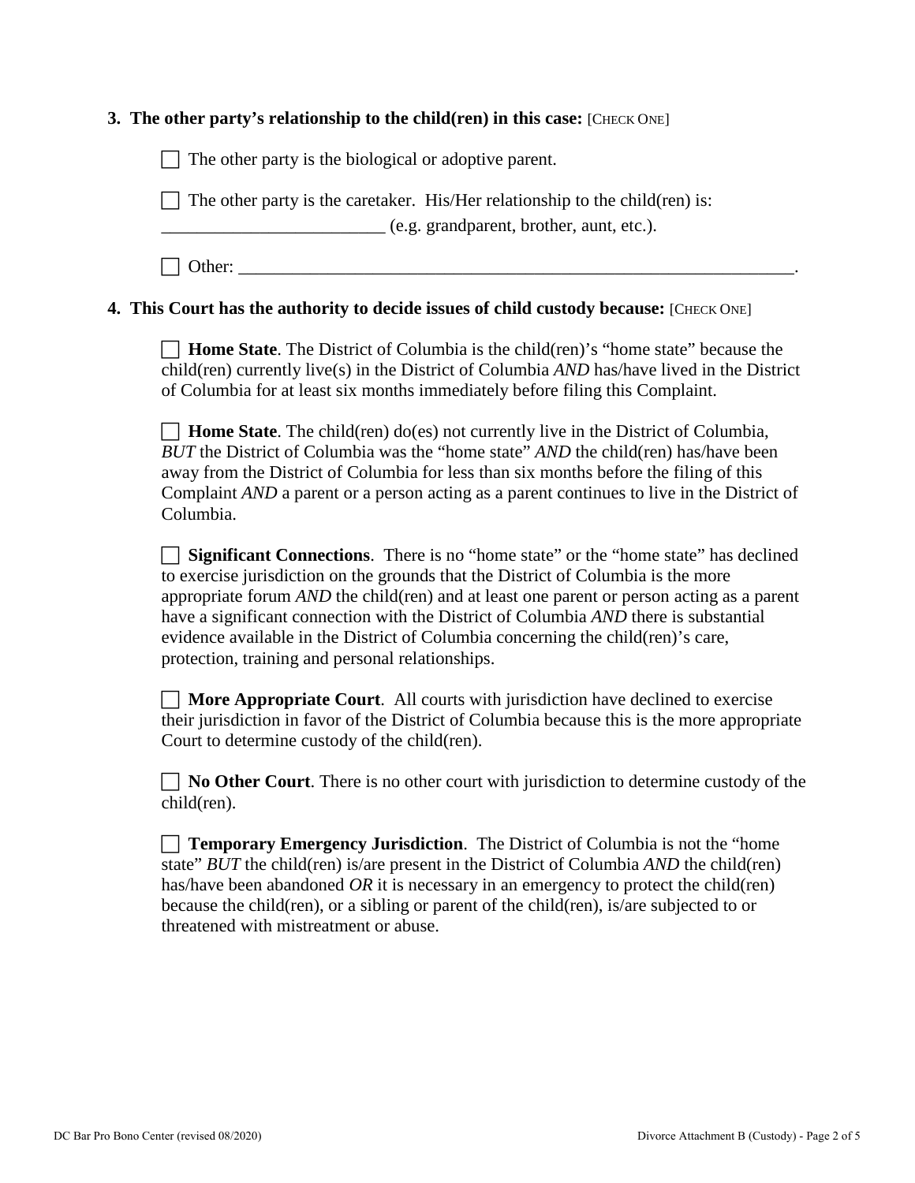**3. The other party's relationship to the child(ren) in this case:** [CHECK ONE]

☐ The other party is the biological or adoptive parent.

☐ The other party is the caretaker. His/Her relationship to the child(ren) is: _________________________ (e.g. grandparent, brother, aunt, etc.).

☐ Other: _______________________________________________________________.

**4. This Court has the authority to decide issues of child custody because:** [CHECK ONE]

☐ **Home State**. The District of Columbia is the child(ren)'s "home state" because the child(ren) currently live(s) in the District of Columbia *AND* has/have lived in the District of Columbia for at least six months immediately before filing this Complaint.

☐ **Home State**. The child(ren) do(es) not currently live in the District of Columbia, *BUT* the District of Columbia was the "home state" *AND* the child(ren) has/have been away from the District of Columbia for less than six months before the filing of this Complaint *AND* a parent or a person acting as a parent continues to live in the District of Columbia.

☐ **Significant Connections**. There is no "home state" or the "home state" has declined to exercise jurisdiction on the grounds that the District of Columbia is the more appropriate forum *AND* the child(ren) and at least one parent or person acting as a parent have a significant connection with the District of Columbia *AND* there is substantial evidence available in the District of Columbia concerning the child(ren)'s care, protection, training and personal relationships.

☐ **More Appropriate Court**. All courts with jurisdiction have declined to exercise their jurisdiction in favor of the District of Columbia because this is the more appropriate Court to determine custody of the child(ren).

☐ **No Other Court**. There is no other court with jurisdiction to determine custody of the child(ren).

☐ **Temporary Emergency Jurisdiction**. The District of Columbia is not the "home state" *BUT* the child(ren) is/are present in the District of Columbia *AND* the child(ren) has/have been abandoned *OR* it is necessary in an emergency to protect the child(ren) because the child(ren), or a sibling or parent of the child(ren), is/are subjected to or threatened with mistreatment or abuse.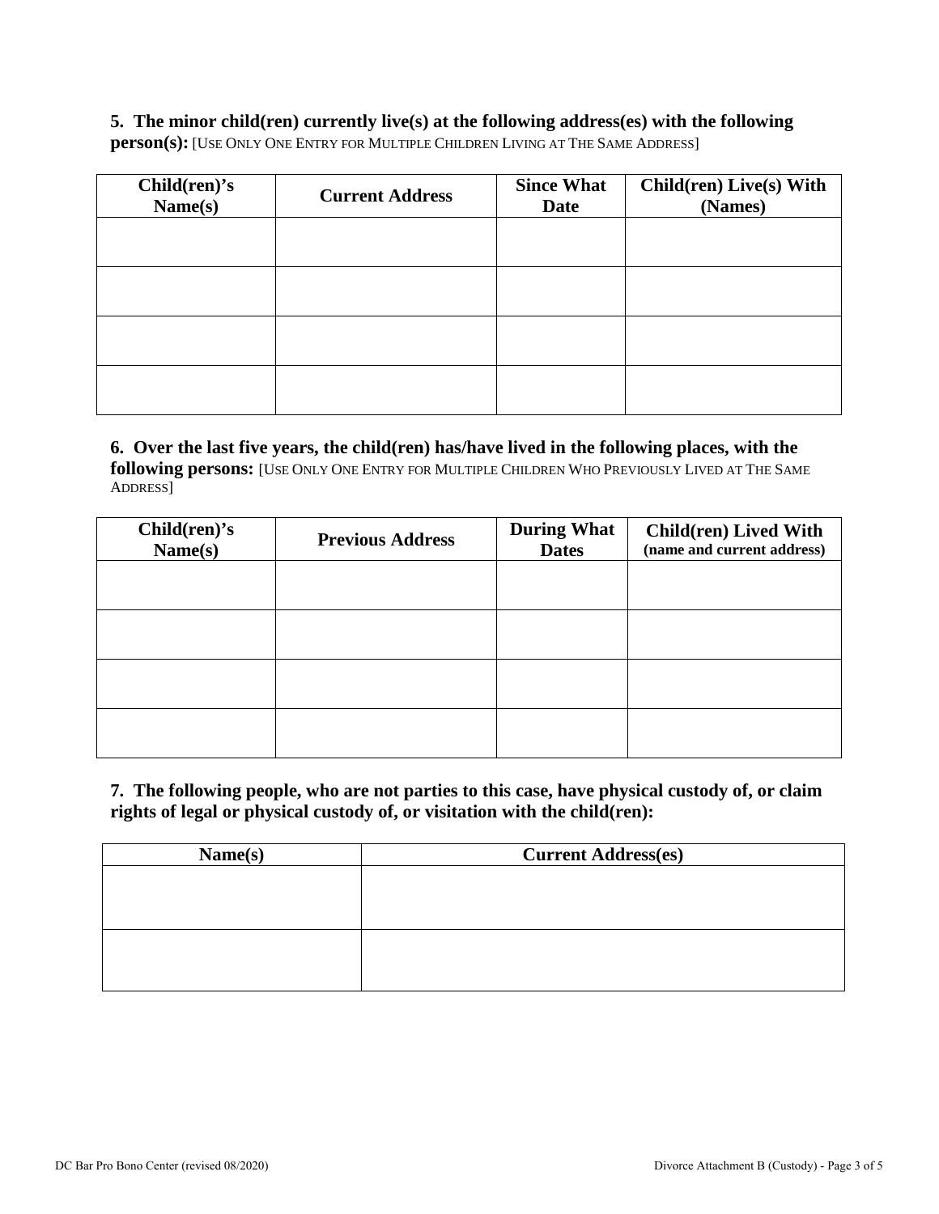**5. The minor child(ren) currently live(s) at the following address(es) with the following person(s):** [USE ONLY ONE ENTRY FOR MULTIPLE CHILDREN LIVING AT THE SAME ADDRESS]

| Child(ren)'s Name(s) | Current Address | Since What Date | Child(ren) Live(s) With (Names) |
|---|---|---|---|
| | | | |
| | | | |
| | | | |
| | | | |

**6. Over the last five years, the child(ren) has/have lived in the following places, with the following persons:** [USE ONLY ONE ENTRY FOR MULTIPLE CHILDREN WHO PREVIOUSLY LIVED AT THE SAME ADDRESS]

| Child(ren)'s Name(s) | Previous Address | During What Dates | Child(ren) Lived With (name and current address) |
|---|---|---|---|
| | | | |
| | | | |
| | | | |
| | | | |

**7. The following people, who are not parties to this case, have physical custody of, or claim rights of legal or physical custody of, or visitation with the child(ren):**

| Name(s) | Current Address(es) |
|---|---|
| | |
| | |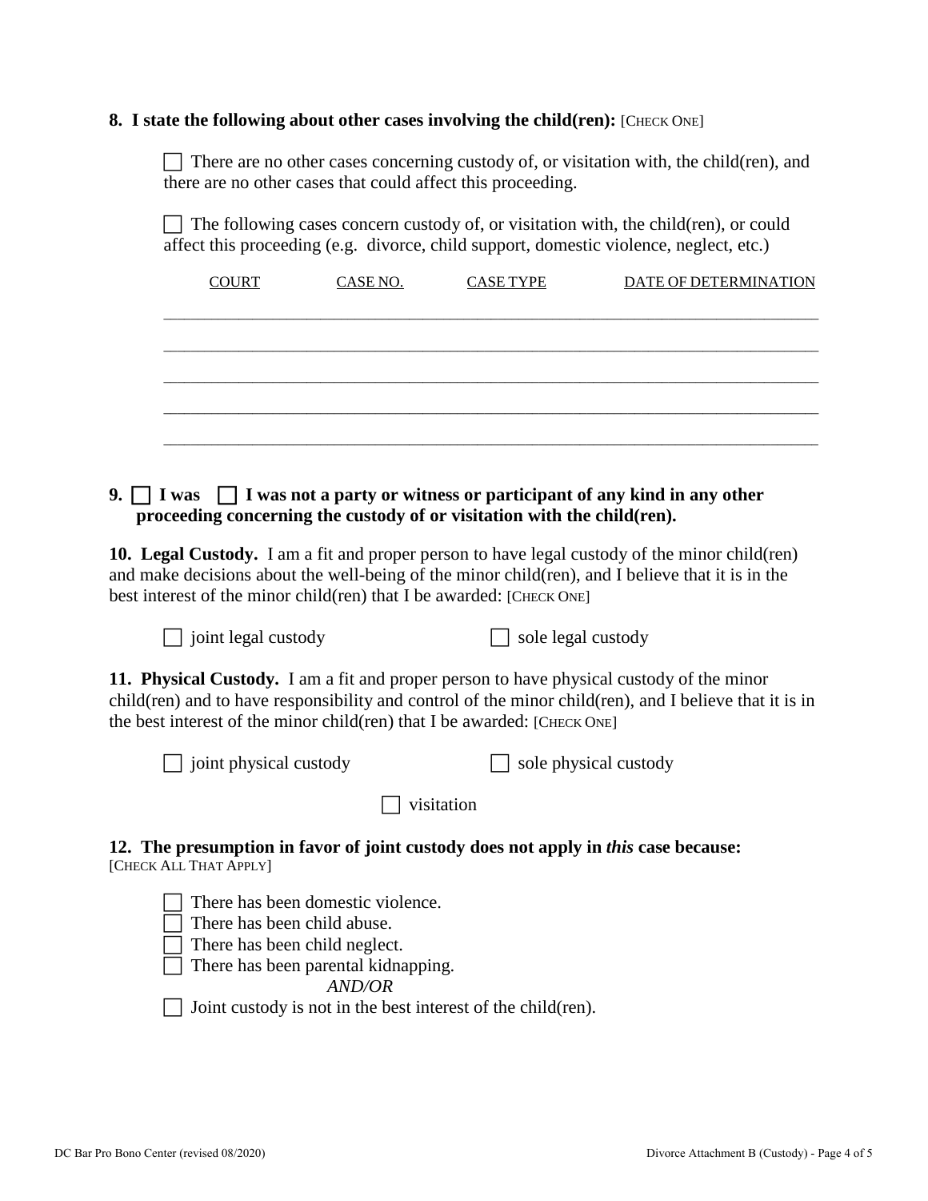**8. I state the following about other cases involving the child(ren):** [CHECK ONE]

☐ There are no other cases concerning custody of, or visitation with, the child(ren), and there are no other cases that could affect this proceeding.

☐ The following cases concern custody of, or visitation with, the child(ren), or could affect this proceeding (e.g. divorce, child support, domestic violence, neglect, etc.)

| COURT | CASE NO. | CASE TYPE | DATE OF DETERMINATION |
|---|---|---|---|
| | | | |
| | | | |
| | | | |
| | | | |
| | | | |

**9. ☐ I was ☐ I was not a party or witness or participant of any kind in any other proceeding concerning the custody of or visitation with the child(ren).**

**10. Legal Custody.** I am a fit and proper person to have legal custody of the minor child(ren) and make decisions about the well-being of the minor child(ren), and I believe that it is in the best interest of the minor child(ren) that I be awarded: [CHECK ONE]

☐ joint legal custody ☐ sole legal custody

**11. Physical Custody.** I am a fit and proper person to have physical custody of the minor child(ren) and to have responsibility and control of the minor child(ren), and I believe that it is in the best interest of the minor child(ren) that I be awarded: [CHECK ONE]

☐ joint physical custody ☐ sole physical custody

☐ visitation

**12. The presumption in favor of joint custody does not apply in *this* case because:**
[CHECK ALL THAT APPLY]

☐ There has been domestic violence.
☐ There has been child abuse.
☐ There has been child neglect.
☐ There has been parental kidnapping.

*AND/OR*

☐ Joint custody is not in the best interest of the child(ren).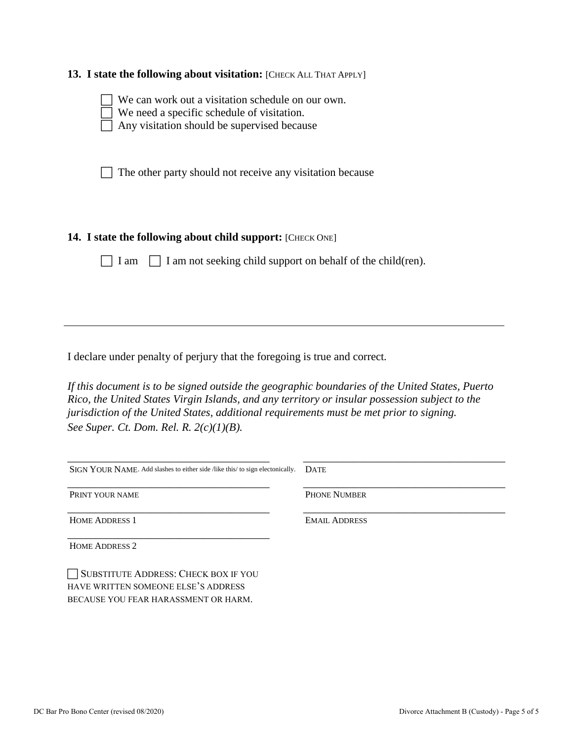**13. I state the following about visitation:** [CHECK ALL THAT APPLY]

☐ We can work out a visitation schedule on our own.
☐ We need a specific schedule of visitation.
☐ Any visitation should be supervised because

☐ The other party should not receive any visitation because

**14. I state the following about child support:** [CHECK ONE]

☐ I am ☐ I am not seeking child support on behalf of the child(ren).

---

I declare under penalty of perjury that the foregoing is true and correct.

*If this document is to be signed outside the geographic boundaries of the United States, Puerto Rico, the United States Virgin Islands, and any territory or insular possession subject to the jurisdiction of the United States, additional requirements must be met prior to signing. See Super. Ct. Dom. Rel. R. 2(c)(1)(B).*

| | |
|---|---|
| \_\_\_\_\_\_\_\_\_\_\_\_\_\_\_\_\_\_\_\_\_\_\_\_\_\_\_\_\_\_\_\_\_\_\_\_\_\_ SIGN YOUR NAME. Add slashes to either side /like this/ to sign electonically. | \_\_\_\_\_\_\_\_\_\_\_\_\_\_\_\_\_\_\_\_\_\_\_\_\_\_\_\_\_\_\_\_\_\_\_\_\_\_ DATE |
| \_\_\_\_\_\_\_\_\_\_\_\_\_\_\_\_\_\_\_\_\_\_\_\_\_\_\_\_\_\_\_\_\_\_\_\_\_\_ PRINT YOUR NAME | \_\_\_\_\_\_\_\_\_\_\_\_\_\_\_\_\_\_\_\_\_\_\_\_\_\_\_\_\_\_\_\_\_\_\_\_\_\_ PHONE NUMBER |
| \_\_\_\_\_\_\_\_\_\_\_\_\_\_\_\_\_\_\_\_\_\_\_\_\_\_\_\_\_\_\_\_\_\_\_\_\_\_ HOME ADDRESS 1 | \_\_\_\_\_\_\_\_\_\_\_\_\_\_\_\_\_\_\_\_\_\_\_\_\_\_\_\_\_\_\_\_\_\_\_\_\_\_ EMAIL ADDRESS |
| \_\_\_\_\_\_\_\_\_\_\_\_\_\_\_\_\_\_\_\_\_\_\_\_\_\_\_\_\_\_\_\_\_\_\_\_\_\_ HOME ADDRESS 2 | |

☐ SUBSTITUTE ADDRESS: CHECK BOX IF YOU HAVE WRITTEN SOMEONE ELSE'S ADDRESS BECAUSE YOU FEAR HARASSMENT OR HARM.